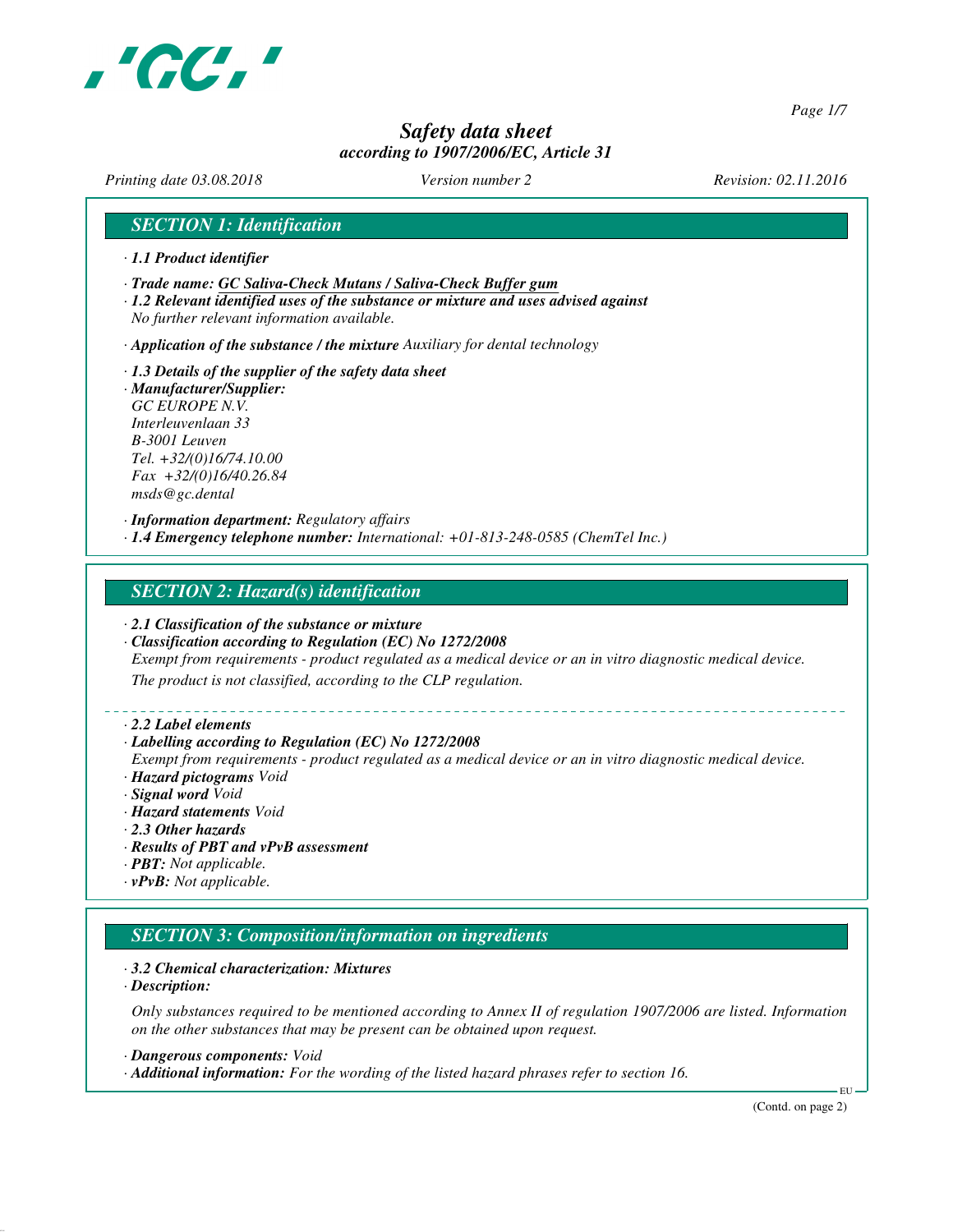# Safety data sheet
## according to 1907/2006/EC, Article 31

*Printing date 03.08.2018* *Version number 2* *Revision: 02.11.2016*

## SECTION 1: Identification

· **1.1 Product identifier**

· **Trade name: GC Saliva-Check Mutans / Saliva-Check Buffer gum**

· **1.2 Relevant identified uses of the substance or mixture and uses advised against**
No further relevant information available.

· **Application of the substance / the mixture** Auxiliary for dental technology

· **1.3 Details of the supplier of the safety data sheet**

· **Manufacturer/Supplier:**
GC EUROPE N.V.
Interleuvenlaan 33
B-3001 Leuven
Tel. +32/(0)16/74.10.00
Fax +32/(0)16/40.26.84
msds@gc.dental

· **Information department:** Regulatory affairs

· **1.4 Emergency telephone number:** International: +01-813-248-0585 (ChemTel Inc.)

## SECTION 2: Hazard(s) identification

· **2.1 Classification of the substance or mixture**

· **Classification according to Regulation (EC) No 1272/2008**
Exempt from requirements - product regulated as a medical device or an in vitro diagnostic medical device.
The product is not classified, according to the CLP regulation.

· **2.2 Label elements**

· **Labelling according to Regulation (EC) No 1272/2008**
Exempt from requirements - product regulated as a medical device or an in vitro diagnostic medical device.

· **Hazard pictograms** Void

· **Signal word** Void

· **Hazard statements** Void

· **2.3 Other hazards**

· **Results of PBT and vPvB assessment**

· **PBT:** Not applicable.

· **vPvB:** Not applicable.

## SECTION 3: Composition/information on ingredients

· **3.2 Chemical characterization: Mixtures**

· **Description:**

Only substances required to be mentioned according to Annex II of regulation 1907/2006 are listed. Information on the other substances that may be present can be obtained upon request.

· **Dangerous components:** Void

· **Additional information:** For the wording of the listed hazard phrases refer to section 16.

(Contd. on page 2)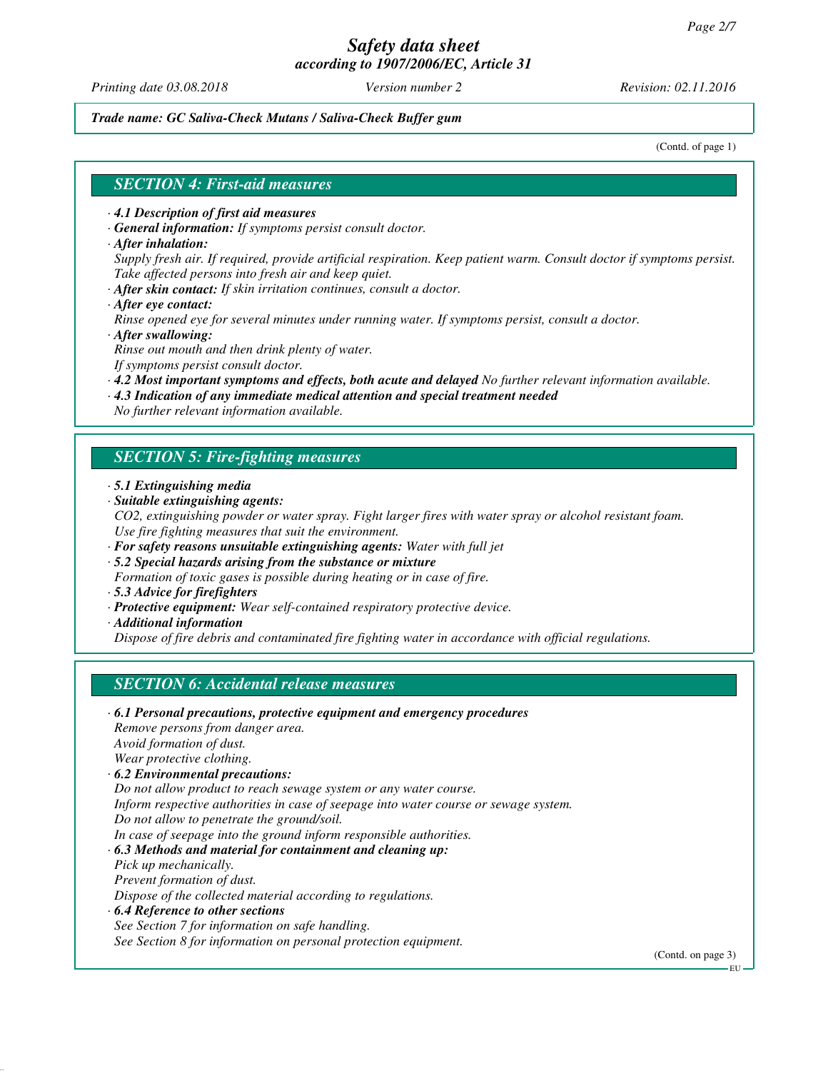*Trade name: GC Saliva-Check Mutans / Saliva-Check Buffer gum*

(Contd. of page 1)

## SECTION 4: First-aid measures

· **4.1 Description of first aid measures**
· **General information:** If symptoms persist consult doctor.
· **After inhalation:**
Supply fresh air. If required, provide artificial respiration. Keep patient warm. Consult doctor if symptoms persist.
Take affected persons into fresh air and keep quiet.
· **After skin contact:** If skin irritation continues, consult a doctor.
· **After eye contact:**
Rinse opened eye for several minutes under running water. If symptoms persist, consult a doctor.
· **After swallowing:**
Rinse out mouth and then drink plenty of water.
If symptoms persist consult doctor.
· **4.2 Most important symptoms and effects, both acute and delayed** No further relevant information available.
· **4.3 Indication of any immediate medical attention and special treatment needed**
No further relevant information available.

## SECTION 5: Fire-fighting measures

· **5.1 Extinguishing media**
· **Suitable extinguishing agents:**
$CO_2$, extinguishing powder or water spray. Fight larger fires with water spray or alcohol resistant foam.
Use fire fighting measures that suit the environment.
· **For safety reasons unsuitable extinguishing agents:** Water with full jet
· **5.2 Special hazards arising from the substance or mixture**
Formation of toxic gases is possible during heating or in case of fire.
· **5.3 Advice for firefighters**
· **Protective equipment:** Wear self-contained respiratory protective device.
· **Additional information**
Dispose of fire debris and contaminated fire fighting water in accordance with official regulations.

## SECTION 6: Accidental release measures

· **6.1 Personal precautions, protective equipment and emergency procedures**
Remove persons from danger area.
Avoid formation of dust.
Wear protective clothing.
· **6.2 Environmental precautions:**
Do not allow product to reach sewage system or any water course.
Inform respective authorities in case of seepage into water course or sewage system.
Do not allow to penetrate the ground/soil.
In case of seepage into the ground inform responsible authorities.
· **6.3 Methods and material for containment and cleaning up:**
Pick up mechanically.
Prevent formation of dust.
Dispose of the collected material according to regulations.
· **6.4 Reference to other sections**
See Section 7 for information on safe handling.
See Section 8 for information on personal protection equipment.

(Contd. on page 3)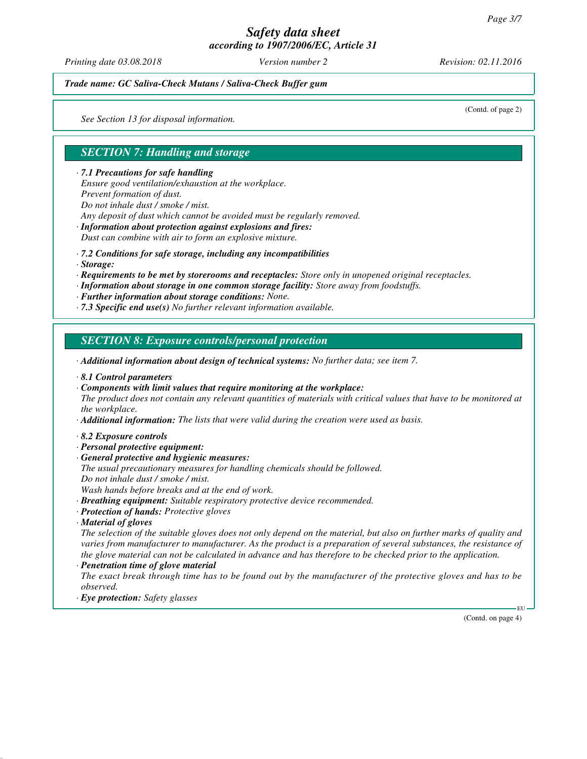*Safety data sheet*
*according to 1907/2006/EC, Article 31*

*Printing date 03.08.2018* *Version number 2* *Revision: 02.11.2016*

***Trade name: GC Saliva-Check Mutans / Saliva-Check Buffer gum***

(Contd. of page 2)

*See Section 13 for disposal information.*

## *SECTION 7: Handling and storage*

· ***7.1 Precautions for safe handling***
*Ensure good ventilation/exhaustion at the workplace.*
*Prevent formation of dust.*
*Do not inhale dust / smoke / mist.*
*Any deposit of dust which cannot be avoided must be regularly removed.*
· ***Information about protection against explosions and fires:***
*Dust can combine with air to form an explosive mixture.*

· ***7.2 Conditions for safe storage, including any incompatibilities***
· ***Storage:***
· ***Requirements to be met by storerooms and receptacles:*** *Store only in unopened original receptacles.*
· ***Information about storage in one common storage facility:*** *Store away from foodstuffs.*
· ***Further information about storage conditions:*** *None.*
· ***7.3 Specific end use(s)*** *No further relevant information available.*

## *SECTION 8: Exposure controls/personal protection*

· ***Additional information about design of technical systems:*** *No further data; see item 7.*

· ***8.1 Control parameters***
· ***Components with limit values that require monitoring at the workplace:***
*The product does not contain any relevant quantities of materials with critical values that have to be monitored at the workplace.*
· ***Additional information:*** *The lists that were valid during the creation were used as basis.*

· ***8.2 Exposure controls***
· ***Personal protective equipment:***
· ***General protective and hygienic measures:***
*The usual precautionary measures for handling chemicals should be followed.*
*Do not inhale dust / smoke / mist.*
*Wash hands before breaks and at the end of work.*
· ***Breathing equipment:*** *Suitable respiratory protective device recommended.*
· ***Protection of hands:*** *Protective gloves*
· ***Material of gloves***
*The selection of the suitable gloves does not only depend on the material, but also on further marks of quality and varies from manufacturer to manufacturer. As the product is a preparation of several substances, the resistance of the glove material can not be calculated in advance and has therefore to be checked prior to the application.*
· ***Penetration time of glove material***
*The exact break through time has to be found out by the manufacturer of the protective gloves and has to be observed.*
· ***Eye protection:*** *Safety glasses*

EU

(Contd. on page 4)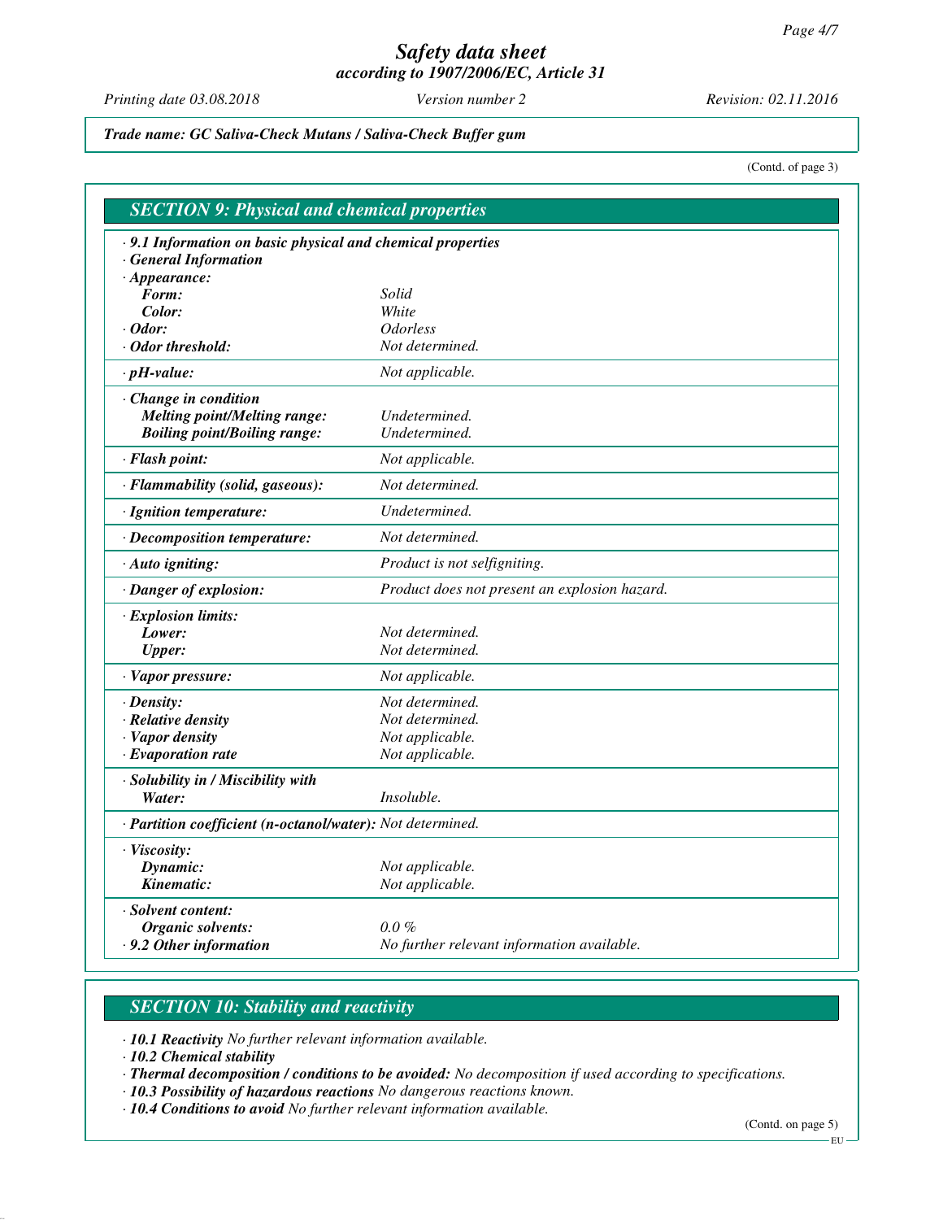*Trade name: GC Saliva-Check Mutans / Saliva-Check Buffer gum*

(Contd. of page 3)

## SECTION 9: Physical and chemical properties

| | |
|---|---|
| **· 9.1 Information on basic physical and chemical properties** | |
| **· General Information** | |
| **· Appearance:** | |
| **Form:** | *Solid* |
| **Color:** | *White* |
| **· Odor:** | *Odorless* |
| **· Odor threshold:** | *Not determined.* |
| **· pH-value:** | *Not applicable.* |
| **· Change in condition** | |
| **Melting point/Melting range:** | *Undetermined.* |
| **Boiling point/Boiling range:** | *Undetermined.* |
| **· Flash point:** | *Not applicable.* |
| **· Flammability (solid, gaseous):** | *Not determined.* |
| **· Ignition temperature:** | *Undetermined.* |
| **· Decomposition temperature:** | *Not determined.* |
| **· Auto igniting:** | *Product is not selfigniting.* |
| **· Danger of explosion:** | *Product does not present an explosion hazard.* |
| **· Explosion limits:** | |
| **Lower:** | *Not determined.* |
| **Upper:** | *Not determined.* |
| **· Vapor pressure:** | *Not applicable.* |
| **· Density:** | *Not determined.* |
| **· Relative density** | *Not determined.* |
| **· Vapor density** | *Not applicable.* |
| **· Evaporation rate** | *Not applicable.* |
| **· Solubility in / Miscibility with** | |
| **Water:** | *Insoluble.* |
| **· Partition coefficient (n-octanol/water):** | *Not determined.* |
| **· Viscosity:** | |
| **Dynamic:** | *Not applicable.* |
| **Kinematic:** | *Not applicable.* |
| **· Solvent content:** | |
| **Organic solvents:** | *0.0 %* |
| **· 9.2 Other information** | *No further relevant information available.* |

## SECTION 10: Stability and reactivity

· **10.1 Reactivity** *No further relevant information available.*

· **10.2 Chemical stability**

· **Thermal decomposition / conditions to be avoided:** *No decomposition if used according to specifications.*

· **10.3 Possibility of hazardous reactions** *No dangerous reactions known.*

· **10.4 Conditions to avoid** *No further relevant information available.*

(Contd. on page 5)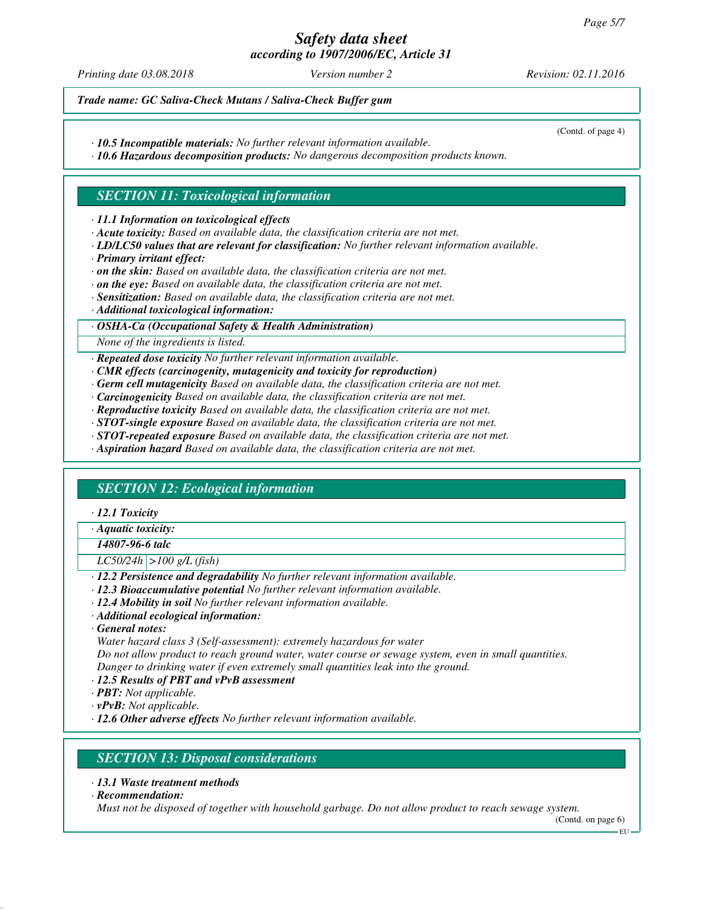(Contd. of page 4)

· **10.5 Incompatible materials:** No further relevant information available.
· **10.6 Hazardous decomposition products:** No dangerous decomposition products known.

## SECTION 11: Toxicological information

· **11.1 Information on toxicological effects**
· **Acute toxicity:** Based on available data, the classification criteria are not met.
· **LD/LC50 values that are relevant for classification:** No further relevant information available.
· **Primary irritant effect:**
· **on the skin:** Based on available data, the classification criteria are not met.
· **on the eye:** Based on available data, the classification criteria are not met.
· **Sensitization:** Based on available data, the classification criteria are not met.
· **Additional toxicological information:**

| · **OSHA-Ca (Occupational Safety & Health Administration)** |
|---|
| None of the ingredients is listed. |

· **Repeated dose toxicity** No further relevant information available.
· **CMR effects (carcinogenity, mutagenicity and toxicity for reproduction)**
· **Germ cell mutagenicity** Based on available data, the classification criteria are not met.
· **Carcinogenicity** Based on available data, the classification criteria are not met.
· **Reproductive toxicity** Based on available data, the classification criteria are not met.
· **STOT-single exposure** Based on available data, the classification criteria are not met.
· **STOT-repeated exposure** Based on available data, the classification criteria are not met.
· **Aspiration hazard** Based on available data, the classification criteria are not met.

## SECTION 12: Ecological information

· **12.1 Toxicity**

| · **Aquatic toxicity:** | |
|---|---|
| **14807-96-6 talc** | |
| LC50/24h | >100 g/L (fish) |

· **12.2 Persistence and degradability** No further relevant information available.
· **12.3 Bioaccumulative potential** No further relevant information available.
· **12.4 Mobility in soil** No further relevant information available.
· **Additional ecological information:**
· **General notes:**
Water hazard class 3 (Self-assessment): extremely hazardous for water
Do not allow product to reach ground water, water course or sewage system, even in small quantities.
Danger to drinking water if even extremely small quantities leak into the ground.
· **12.5 Results of PBT and vPvB assessment**
· **PBT:** Not applicable.
· **vPvB:** Not applicable.
· **12.6 Other adverse effects** No further relevant information available.

## SECTION 13: Disposal considerations

· **13.1 Waste treatment methods**
· **Recommendation:**
Must not be disposed of together with household garbage. Do not allow product to reach sewage system.

(Contd. on page 6)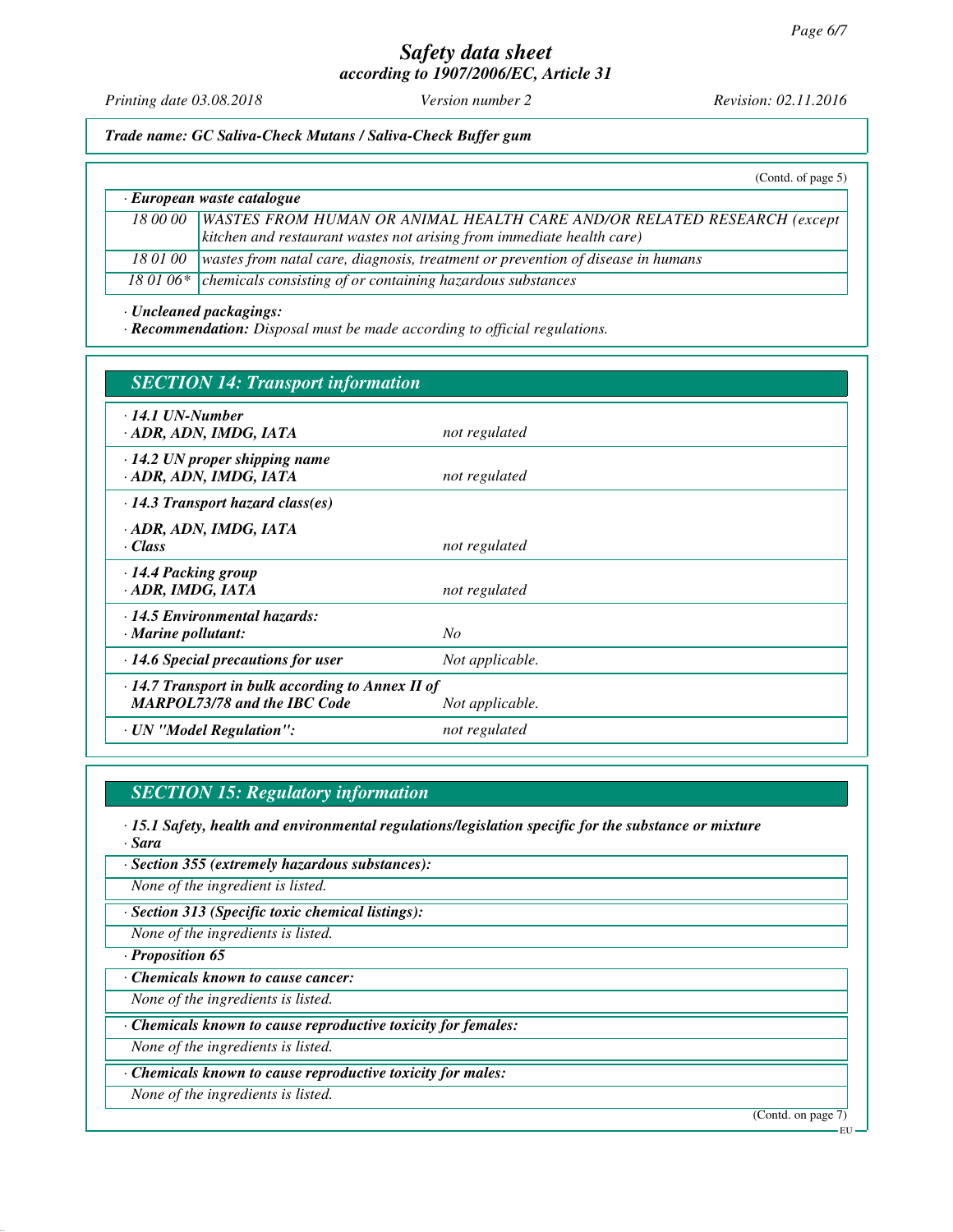*Trade name: GC Saliva-Check Mutans / Saliva-Check Buffer gum*

(Contd. of page 5)

**· European waste catalogue**

| | |
|---|---|
| 18 00 00 | WASTES FROM HUMAN OR ANIMAL HEALTH CARE AND/OR RELATED RESEARCH (except kitchen and restaurant wastes not arising from immediate health care) |
| 18 01 00 | wastes from natal care, diagnosis, treatment or prevention of disease in humans |
| 18 01 06* | chemicals consisting of or containing hazardous substances |

· ***Uncleaned packagings:***

· ***Recommendation:*** *Disposal must be made according to official regulations.*

## SECTION 14: Transport information

| | |
|---|---|
| **· 14.1 UN-Number**<br>**· ADR, ADN, IMDG, IATA** | *not regulated* |
| **· 14.2 UN proper shipping name**<br>**· ADR, ADN, IMDG, IATA** | *not regulated* |
| **· 14.3 Transport hazard class(es)** | |
| **· ADR, ADN, IMDG, IATA**<br>**· Class** | *not regulated* |
| **· 14.4 Packing group**<br>**· ADR, IMDG, IATA** | *not regulated* |
| **· 14.5 Environmental hazards:**<br>**· Marine pollutant:** | *No* |
| **· 14.6 Special precautions for user** | *Not applicable.* |
| **· 14.7 Transport in bulk according to Annex II of MARPOL73/78 and the IBC Code** | *Not applicable.* |
| **· UN "Model Regulation":** | *not regulated* |

## SECTION 15: Regulatory information

· ***15.1 Safety, health and environmental regulations/legislation specific for the substance or mixture***

· ***Sara***

· ***Section 355 (extremely hazardous substances):***

*None of the ingredient is listed.*

· ***Section 313 (Specific toxic chemical listings):***

*None of the ingredients is listed.*

· ***Proposition 65***

· ***Chemicals known to cause cancer:***

*None of the ingredients is listed.*

· ***Chemicals known to cause reproductive toxicity for females:***

*None of the ingredients is listed.*

· ***Chemicals known to cause reproductive toxicity for males:***

*None of the ingredients is listed.*

(Contd. on page 7)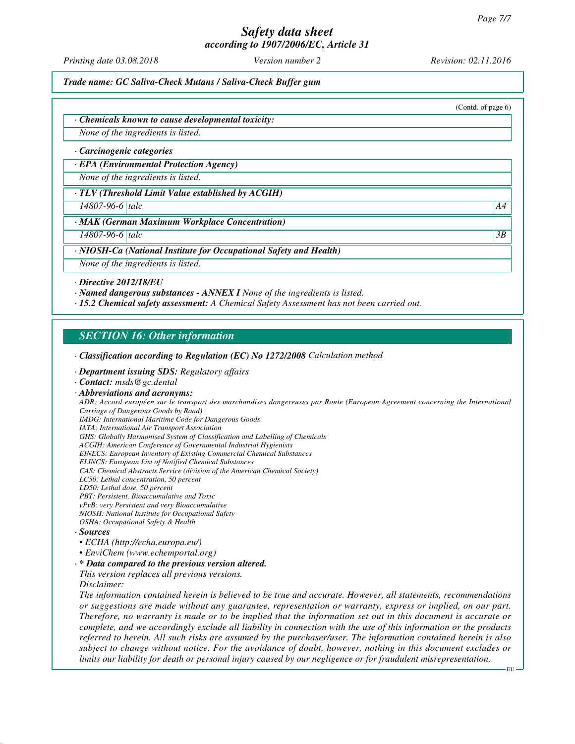*Trade name: GC Saliva-Check Mutans / Saliva-Check Buffer gum*

(Contd. of page 6)

· ***Chemicals known to cause developmental toxicity:***

None of the ingredients is listed.

· ***Carcinogenic categories***

· ***EPA (Environmental Protection Agency)***

None of the ingredients is listed.

· ***TLV (Threshold Limit Value established by ACGIH)***

| | | |
|---|---|---|
| 14807-96-6 | talc | A4 |

· ***MAK (German Maximum Workplace Concentration)***

| | | |
|---|---|---|
| 14807-96-6 | talc | 3B |

· ***NIOSH-Ca (National Institute for Occupational Safety and Health)***

None of the ingredients is listed.

· ***Directive 2012/18/EU***

· ***Named dangerous substances - ANNEX I*** *None of the ingredients is listed.*

· ***15.2 Chemical safety assessment:*** *A Chemical Safety Assessment has not been carried out.*

## *SECTION 16: Other information*

· ***Classification according to Regulation (EC) No 1272/2008*** *Calculation method*

· ***Department issuing SDS:*** *Regulatory affairs*

· ***Contact:*** *msds@gc.dental*

· ***Abbreviations and acronyms:***

*ADR: Accord européen sur le transport des marchandises dangereuses par Route (European Agreement concerning the International Carriage of Dangerous Goods by Road)*
*IMDG: International Maritime Code for Dangerous Goods*
*IATA: International Air Transport Association*
*GHS: Globally Harmonised System of Classification and Labelling of Chemicals*
*ACGIH: American Conference of Governmental Industrial Hygienists*
*EINECS: European Inventory of Existing Commercial Chemical Substances*
*ELINCS: European List of Notified Chemical Substances*
*CAS: Chemical Abstracts Service (division of the American Chemical Society)*
*LC50: Lethal concentration, 50 percent*
*LD50: Lethal dose, 50 percent*
*PBT: Persistent, Bioaccumulative and Toxic*
*vPvB: very Persistent and very Bioaccumulative*
*NIOSH: National Institute for Occupational Safety*
*OSHA: Occupational Safety & Health*

· ***Sources***

- *ECHA (http://echa.europa.eu/)*
- *EnviChem (www.echemportal.org)*

· ***\* Data compared to the previous version altered.***

*This version replaces all previous versions.*

*Disclaimer:*

*The information contained herein is believed to be true and accurate. However, all statements, recommendations or suggestions are made without any guarantee, representation or warranty, express or implied, on our part. Therefore, no warranty is made or to be implied that the information set out in this document is accurate or complete, and we accordingly exclude all liability in connection with the use of this information or the products referred to herein. All such risks are assumed by the purchaser/user. The information contained herein is also subject to change without notice. For the avoidance of doubt, however, nothing in this document excludes or limits our liability for death or personal injury caused by our negligence or for fraudulent misrepresentation.*